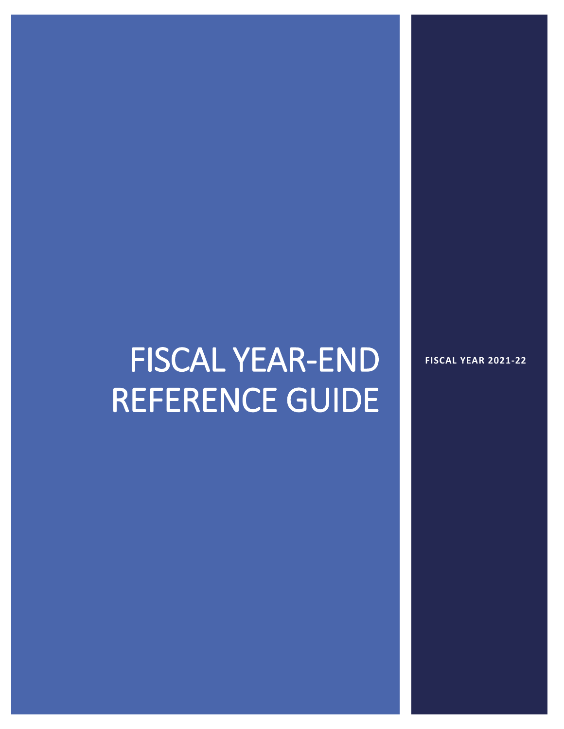# FISCAL YEAR-END REFERENCE GUIDE

**FISCAL YEAR 2021-22**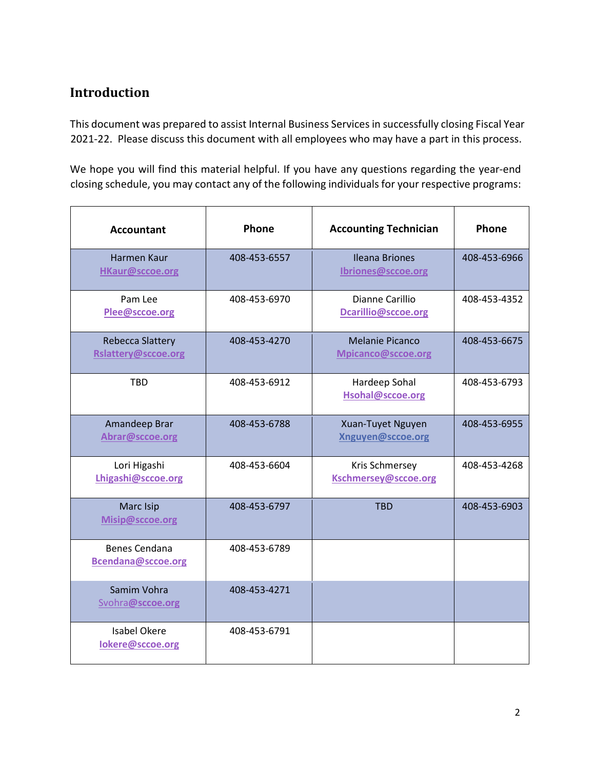## Introduction

This document was prepared to assist Internal Business Services in successfully closing Fiscal Year 2021-22. Please discuss this document with all employees who may have a part in this process.

We hope you will find this material helpful. If you have any questions regarding the year-end closing schedule, you may contact any of the following individuals for your respective programs:

| Accountant | Phone | Accounting Technician | Phone |
|---|---|---|---|
| Harmen Kaur<br>HKaur@sccoe.org | 408-453-6557 | Ileana Briones<br>Ibriones@sccoe.org | 408-453-6966 |
| Pam Lee<br>Plee@sccoe.org | 408-453-6970 | Dianne Carillio<br>Dcarillio@sccoe.org | 408-453-4352 |
| Rebecca Slattery<br>Rslattery@sccoe.org | 408-453-4270 | Melanie Picanco<br>Mpicanco@sccoe.org | 408-453-6675 |
| TBD | 408-453-6912 | Hardeep Sohal<br>Hsohal@sccoe.org | 408-453-6793 |
| Amandeep Brar<br>Abrar@sccoe.org | 408-453-6788 | Xuan-Tuyet Nguyen<br>Xnguyen@sccoe.org | 408-453-6955 |
| Lori Higashi<br>Lhigashi@sccoe.org | 408-453-6604 | Kris Schmersey<br>Kschmersey@sccoe.org | 408-453-4268 |
| Marc Isip<br>Misip@sccoe.org | 408-453-6797 | TBD | 408-453-6903 |
| Benes Cendana<br>Bcendana@sccoe.org | 408-453-6789 | | |
| Samim Vohra<br>Svohra@sccoe.org | 408-453-4271 | | |
| Isabel Okere<br>Iokere@sccoe.org | 408-453-6791 | | |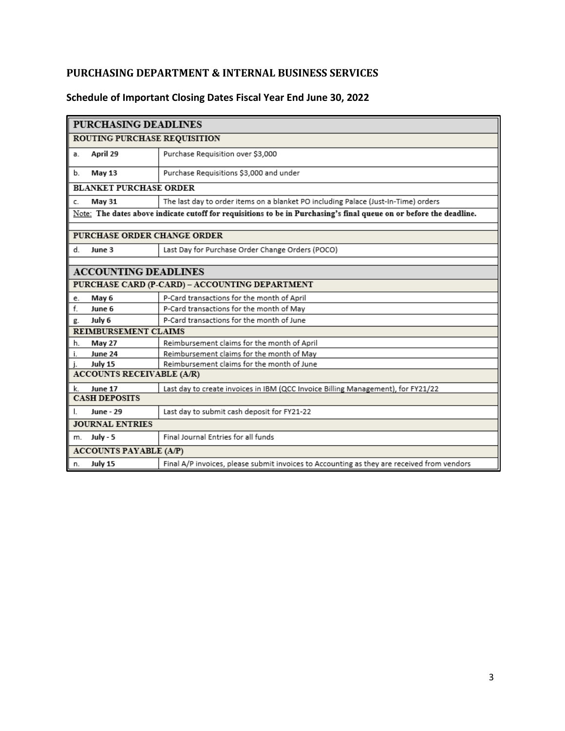## PURCHASING DEPARTMENT & INTERNAL BUSINESS SERVICES

### Schedule of Important Closing Dates Fiscal Year End June 30, 2022

| PURCHASING DEADLINES | |
|---|---|
| **ROUTING PURCHASE REQUISITION** | |
| a. **April 29** | Purchase Requisition over $3,000 |
| b. **May 13** | Purchase Requisitions $3,000 and under |
| **BLANKET PURCHASE ORDER** | |
| c. **May 31** | The last day to order items on a blanket PO including Palace (Just-In-Time) orders |
| Note: **The dates above indicate cutoff for requisitions to be in Purchasing's final queue on or before the deadline.** | |
| **PURCHASE ORDER CHANGE ORDER** | |
| d. **June 3** | Last Day for Purchase Order Change Orders (POCO) |
| **ACCOUNTING DEADLINES** | |
| **PURCHASE CARD (P-CARD) – ACCOUNTING DEPARTMENT** | |
| e. **May 6** | P-Card transactions for the month of April |
| f. **June 6** | P-Card transactions for the month of May |
| g. **July 6** | P-Card transactions for the month of June |
| **REIMBURSEMENT CLAIMS** | |
| h. **May 27** | Reimbursement claims for the month of April |
| i. **June 24** | Reimbursement claims for the month of May |
| j. **July 15** | Reimbursement claims for the month of June |
| **ACCOUNTS RECEIVABLE (A/R)** | |
| k. **June 17** | Last day to create invoices in IBM (QCC Invoice Billing Management), for FY21/22 |
| **CASH DEPOSITS** | |
| l. **June - 29** | Last day to submit cash deposit for FY21-22 |
| **JOURNAL ENTRIES** | |
| m. **July - 5** | Final Journal Entries for all funds |
| **ACCOUNTS PAYABLE (A/P)** | |
| n. **July 15** | Final A/P invoices, please submit invoices to Accounting as they are received from vendors |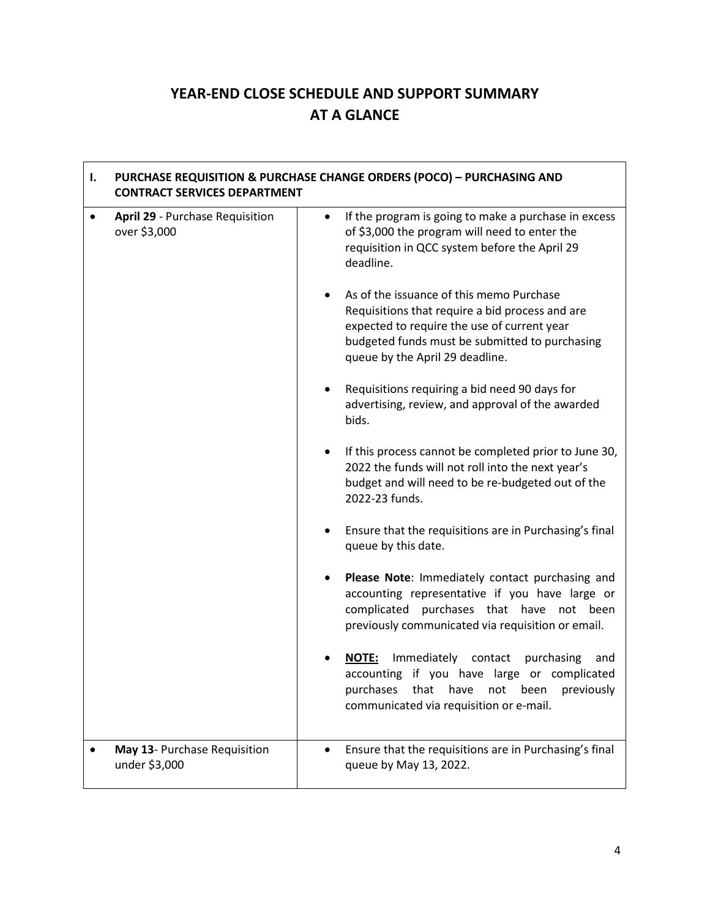# YEAR-END CLOSE SCHEDULE AND SUPPORT SUMMARY AT A GLANCE

| I. PURCHASE REQUISITION & PURCHASE CHANGE ORDERS (POCO) – PURCHASING AND CONTRACT SERVICES DEPARTMENT | |
|---|---|
| • **April 29** - Purchase Requisition over $3,000 | • If the program is going to make a purchase in excess of $3,000 the program will need to enter the requisition in QCC system before the April 29 deadline.<br><br>• As of the issuance of this memo Purchase Requisitions that require a bid process and are expected to require the use of current year budgeted funds must be submitted to purchasing queue by the April 29 deadline.<br><br>• Requisitions requiring a bid need 90 days for advertising, review, and approval of the awarded bids.<br><br>• If this process cannot be completed prior to June 30, 2022 the funds will not roll into the next year's budget and will need to be re-budgeted out of the 2022-23 funds.<br><br>• Ensure that the requisitions are in Purchasing's final queue by this date.<br><br>• **Please Note**: Immediately contact purchasing and accounting representative if you have large or complicated purchases that have not been previously communicated via requisition or email.<br><br>• **<u>NOTE:</u>** Immediately contact purchasing and accounting if you have large or complicated purchases that have not been previously communicated via requisition or e-mail. |
| • **May 13**- Purchase Requisition under $3,000 | • Ensure that the requisitions are in Purchasing's final queue by May 13, 2022. |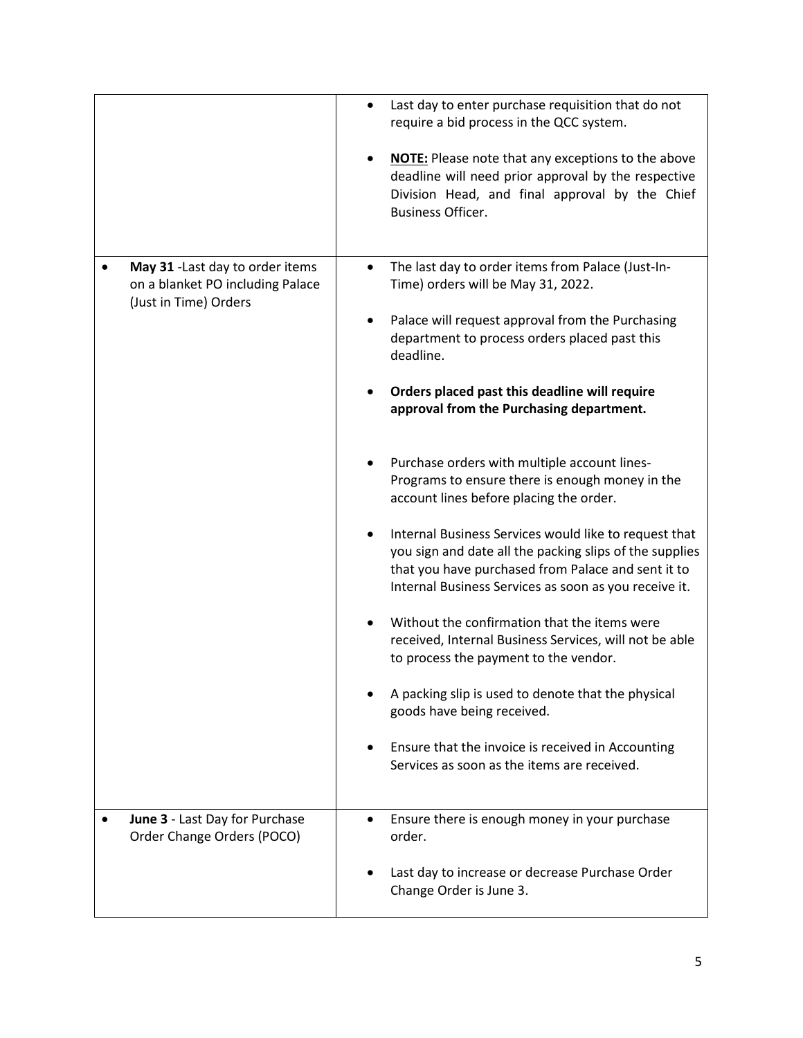| | |
|---|---|
| | • Last day to enter purchase requisition that do not require a bid process in the QCC system.<br><br>• **NOTE:** Please note that any exceptions to the above deadline will need prior approval by the respective Division Head, and final approval by the Chief Business Officer. |
| • **May 31** -Last day to order items on a blanket PO including Palace (Just in Time) Orders | • The last day to order items from Palace (Just-In-Time) orders will be May 31, 2022.<br><br>• Palace will request approval from the Purchasing department to process orders placed past this deadline.<br><br>• **Orders placed past this deadline will require approval from the Purchasing department.**<br><br>• Purchase orders with multiple account lines- Programs to ensure there is enough money in the account lines before placing the order.<br><br>• Internal Business Services would like to request that you sign and date all the packing slips of the supplies that you have purchased from Palace and sent it to Internal Business Services as soon as you receive it.<br><br>• Without the confirmation that the items were received, Internal Business Services, will not be able to process the payment to the vendor.<br><br>• A packing slip is used to denote that the physical goods have being received.<br><br>• Ensure that the invoice is received in Accounting Services as soon as the items are received. |
| • **June 3** - Last Day for Purchase Order Change Orders (POCO) | • Ensure there is enough money in your purchase order.<br><br>• Last day to increase or decrease Purchase Order Change Order is June 3. |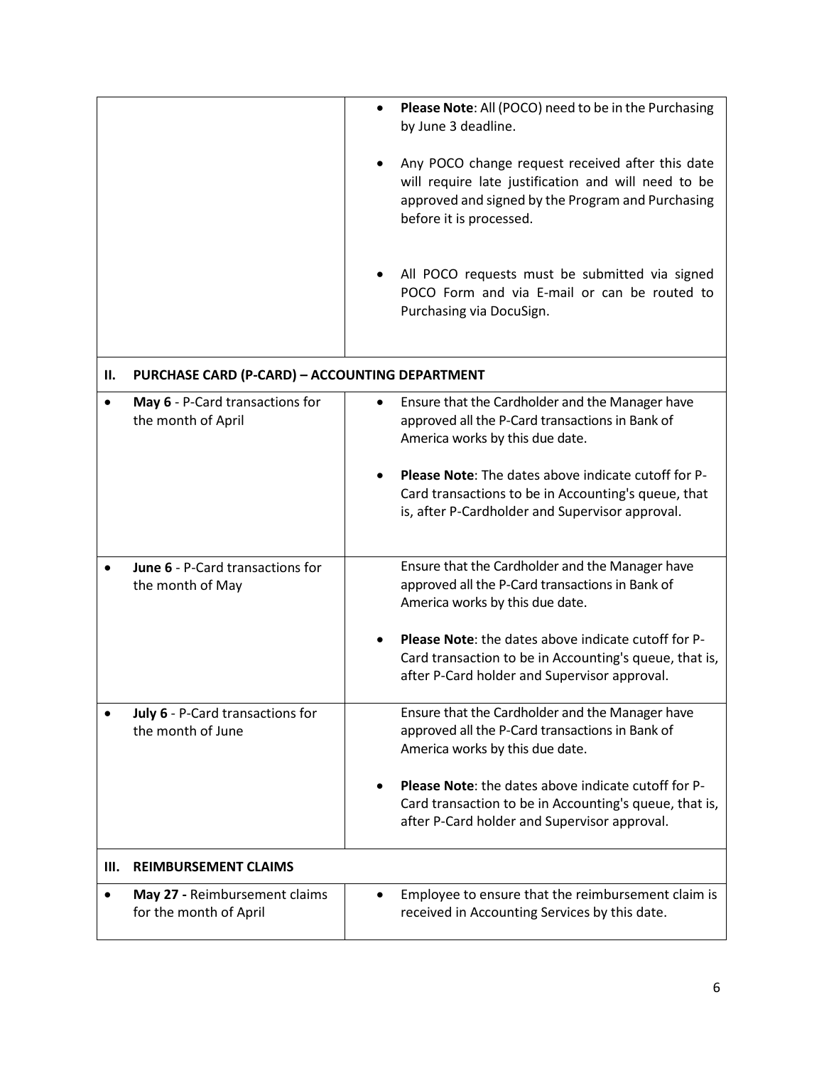| | |
|---|---|
| | • **Please Note**: All (POCO) need to be in the Purchasing by June 3 deadline.<br><br>• Any POCO change request received after this date will require late justification and will need to be approved and signed by the Program and Purchasing before it is processed.<br><br>• All POCO requests must be submitted via signed POCO Form and via E-mail or can be routed to Purchasing via DocuSign. |
| **II. PURCHASE CARD (P-CARD) – ACCOUNTING DEPARTMENT** | |
| • **May 6** - P-Card transactions for the month of April | • Ensure that the Cardholder and the Manager have approved all the P-Card transactions in Bank of America works by this due date.<br><br>• **Please Note**: The dates above indicate cutoff for P-Card transactions to be in Accounting's queue, that is, after P-Cardholder and Supervisor approval. |
| • **June 6** - P-Card transactions for the month of May | Ensure that the Cardholder and the Manager have approved all the P-Card transactions in Bank of America works by this due date.<br><br>• **Please Note**: the dates above indicate cutoff for P-Card transaction to be in Accounting's queue, that is, after P-Card holder and Supervisor approval. |
| • **July 6** - P-Card transactions for the month of June | Ensure that the Cardholder and the Manager have approved all the P-Card transactions in Bank of America works by this due date.<br><br>• **Please Note**: the dates above indicate cutoff for P-Card transaction to be in Accounting's queue, that is, after P-Card holder and Supervisor approval. |
| **III. REIMBURSEMENT CLAIMS** | |
| • **May 27 -** Reimbursement claims for the month of April | • Employee to ensure that the reimbursement claim is received in Accounting Services by this date. |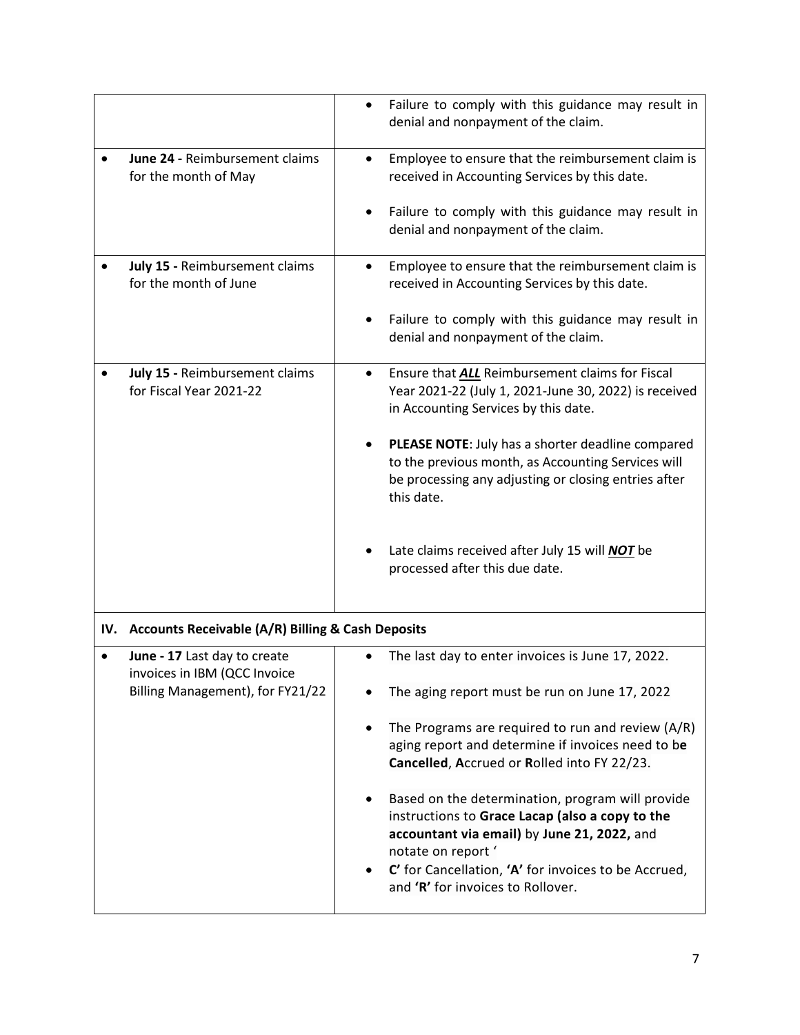| | |
|---|---|
| | • Failure to comply with this guidance may result in denial and nonpayment of the claim. |
| • **June 24 -** Reimbursement claims for the month of May | • Employee to ensure that the reimbursement claim is received in Accounting Services by this date.<br><br>• Failure to comply with this guidance may result in denial and nonpayment of the claim. |
| • **July 15 -** Reimbursement claims for the month of June | • Employee to ensure that the reimbursement claim is received in Accounting Services by this date.<br><br>• Failure to comply with this guidance may result in denial and nonpayment of the claim. |
| • **July 15 -** Reimbursement claims for Fiscal Year 2021-22 | • Ensure that ***ALL*** Reimbursement claims for Fiscal Year 2021-22 (July 1, 2021-June 30, 2022) is received in Accounting Services by this date.<br><br>• **PLEASE NOTE**: July has a shorter deadline compared to the previous month, as Accounting Services will be processing any adjusting or closing entries after this date.<br><br>• Late claims received after July 15 will ***NOT*** be processed after this due date. |
| **IV. Accounts Receivable (A/R) Billing & Cash Deposits** | |
| • **June - 17** Last day to create invoices in IBM (QCC Invoice Billing Management), for FY21/22 | • The last day to enter invoices is June 17, 2022.<br><br>• The aging report must be run on June 17, 2022<br><br>• The Programs are required to run and review (A/R) aging report and determine if invoices need to b**e** **Cancelled**, **A**ccrued or **R**olled into FY 22/23.<br><br>• Based on the determination, program will provide instructions to **Grace Lacap (also a copy to the accountant via email)** by **June 21, 2022,** and notate on report '<br>• **C'** for Cancellation, **'A'** for invoices to be Accrued, and **'R'** for invoices to Rollover. |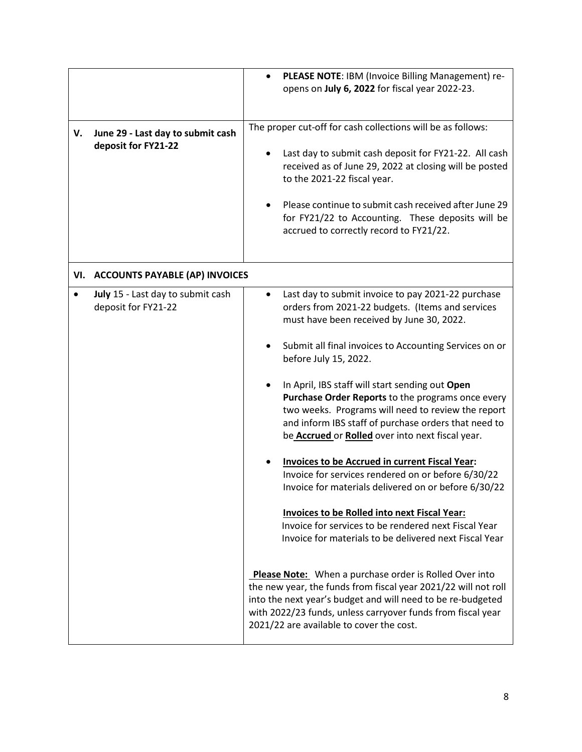| | |
|---|---|
| | • **PLEASE NOTE**: IBM (Invoice Billing Management) re-opens on **July 6, 2022** for fiscal year 2022-23. |
| **V. June 29 - Last day to submit cash deposit for FY21-22** | The proper cut-off for cash collections will be as follows: <br><br> • Last day to submit cash deposit for FY21-22. All cash received as of June 29, 2022 at closing will be posted to the 2021-22 fiscal year. <br><br> • Please continue to submit cash received after June 29 for FY21/22 to Accounting. These deposits will be accrued to correctly record to FY21/22. |
| **VI. ACCOUNTS PAYABLE (AP) INVOICES** | |
| • **July** 15 - Last day to submit cash deposit for FY21-22 | • Last day to submit invoice to pay 2021-22 purchase orders from 2021-22 budgets. (Items and services must have been received by June 30, 2022. <br><br> • Submit all final invoices to Accounting Services on or before July 15, 2022. <br><br> • In April, IBS staff will start sending out **Open Purchase Order Reports** to the programs once every two weeks. Programs will need to review the report and inform IBS staff of purchase orders that need to be **Accrued** or **Rolled** over into next fiscal year. <br><br> • **Invoices to be Accrued in current Fiscal Year:** Invoice for services rendered on or before 6/30/22 Invoice for materials delivered on or before 6/30/22 <br><br> **Invoices to be Rolled into next Fiscal Year:** Invoice for services to be rendered next Fiscal Year Invoice for materials to be delivered next Fiscal Year <br><br> **Please Note:** When a purchase order is Rolled Over into the new year, the funds from fiscal year 2021/22 will not roll into the next year's budget and will need to be re-budgeted with 2022/23 funds, unless carryover funds from fiscal year 2021/22 are available to cover the cost. |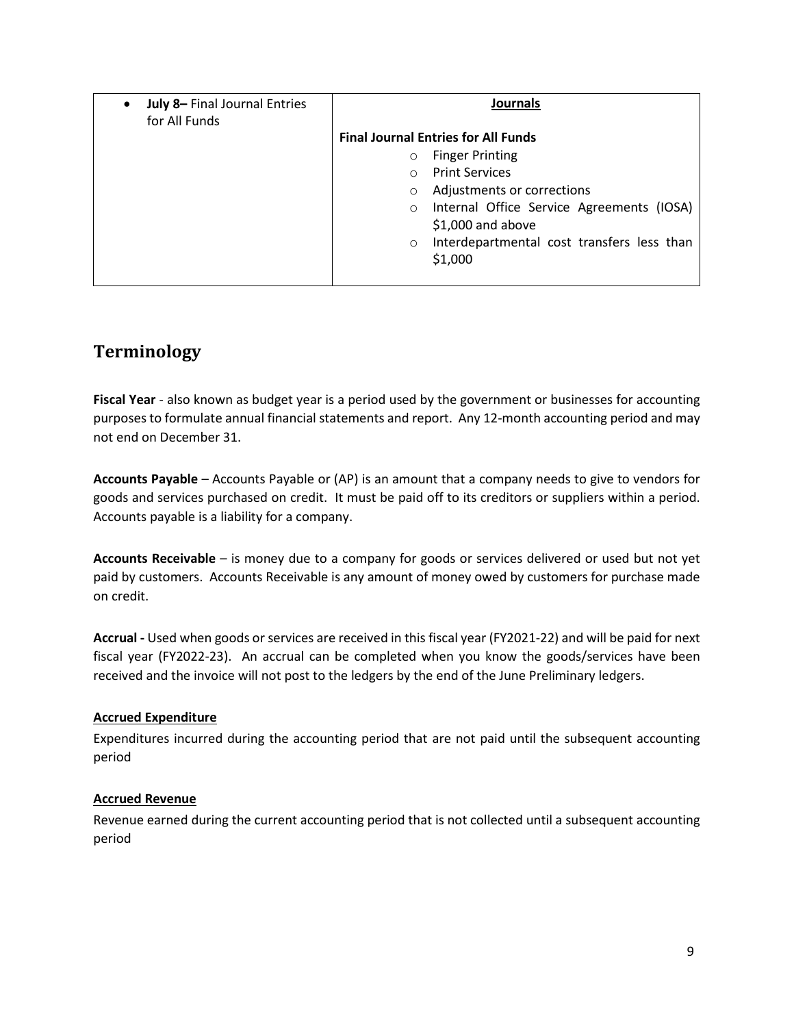| • **July 8–** Final Journal Entries for All Funds | **Journals**<br><br>**Final Journal Entries for All Funds**<br>○ Finger Printing<br>○ Print Services<br>○ Adjustments or corrections<br>○ Internal Office Service Agreements (IOSA) $1,000 and above<br>○ Interdepartmental cost transfers less than $1,000 |
|---|---|

## Terminology

**Fiscal Year** - also known as budget year is a period used by the government or businesses for accounting purposes to formulate annual financial statements and report. Any 12-month accounting period and may not end on December 31.

**Accounts Payable** – Accounts Payable or (AP) is an amount that a company needs to give to vendors for goods and services purchased on credit. It must be paid off to its creditors or suppliers within a period. Accounts payable is a liability for a company.

**Accounts Receivable** – is money due to a company for goods or services delivered or used but not yet paid by customers. Accounts Receivable is any amount of money owed by customers for purchase made on credit.

**Accrual -** Used when goods or services are received in this fiscal year (FY2021-22) and will be paid for next fiscal year (FY2022-23). An accrual can be completed when you know the goods/services have been received and the invoice will not post to the ledgers by the end of the June Preliminary ledgers.

**Accrued Expenditure**

Expenditures incurred during the accounting period that are not paid until the subsequent accounting period

**Accrued Revenue**

Revenue earned during the current accounting period that is not collected until a subsequent accounting period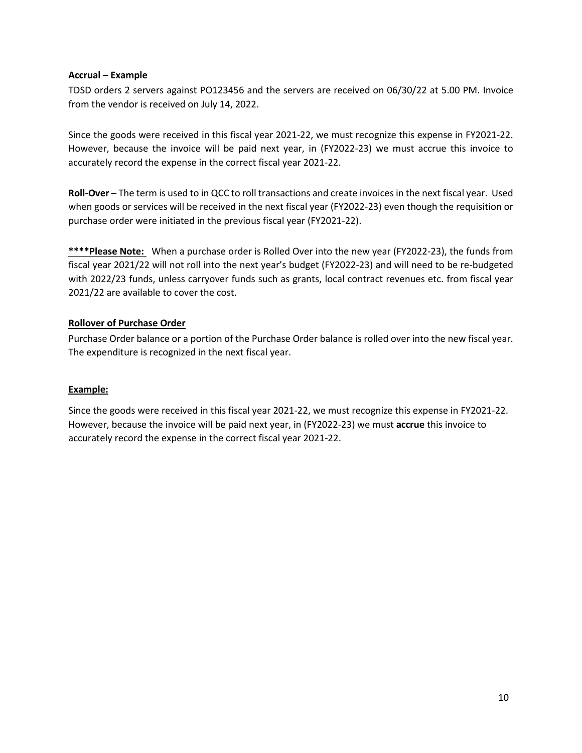**Accrual – Example**

TDSD orders 2 servers against PO123456 and the servers are received on 06/30/22 at 5.00 PM. Invoice from the vendor is received on July 14, 2022.

Since the goods were received in this fiscal year 2021-22, we must recognize this expense in FY2021-22. However, because the invoice will be paid next year, in (FY2022-23) we must accrue this invoice to accurately record the expense in the correct fiscal year 2021-22.

**Roll-Over** – The term is used to in QCC to roll transactions and create invoices in the next fiscal year. Used when goods or services will be received in the next fiscal year (FY2022-23) even though the requisition or purchase order were initiated in the previous fiscal year (FY2021-22).

**\*\*\*\*Please Note:** When a purchase order is Rolled Over into the new year (FY2022-23), the funds from fiscal year 2021/22 will not roll into the next year's budget (FY2022-23) and will need to be re-budgeted with 2022/23 funds, unless carryover funds such as grants, local contract revenues etc. from fiscal year 2021/22 are available to cover the cost.

**Rollover of Purchase Order**

Purchase Order balance or a portion of the Purchase Order balance is rolled over into the new fiscal year. The expenditure is recognized in the next fiscal year.

**Example:**

Since the goods were received in this fiscal year 2021-22, we must recognize this expense in FY2021-22. However, because the invoice will be paid next year, in (FY2022-23) we must **accrue** this invoice to accurately record the expense in the correct fiscal year 2021-22.